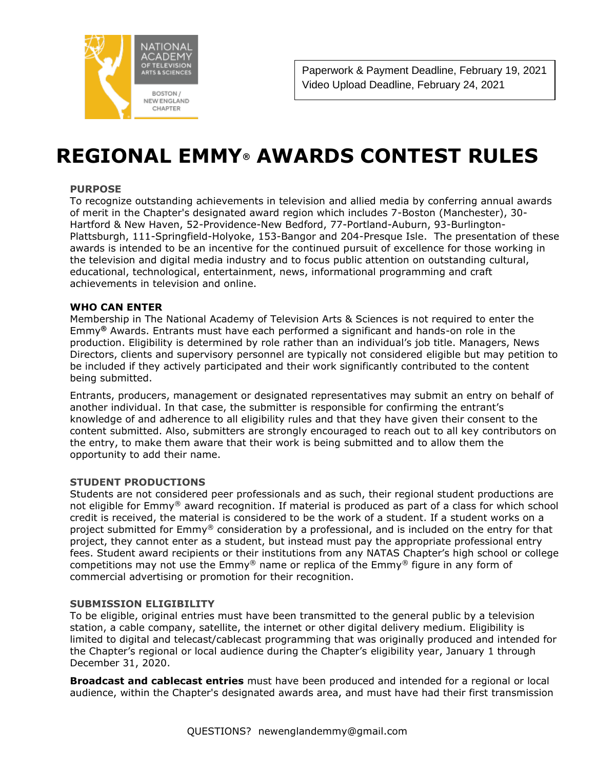Paperwork & Payment Deadline, February 19, 2021
Video Upload Deadline, February 24, 2021

# REGIONAL EMMY® AWARDS CONTEST RULES

### PURPOSE

To recognize outstanding achievements in television and allied media by conferring annual awards of merit in the Chapter's designated award region which includes 7-Boston (Manchester), 30-Hartford & New Haven, 52-Providence-New Bedford, 77-Portland-Auburn, 93-Burlington-Plattsburgh, 111-Springfield-Holyoke, 153-Bangor and 204-Presque Isle. The presentation of these awards is intended to be an incentive for the continued pursuit of excellence for those working in the television and digital media industry and to focus public attention on outstanding cultural, educational, technological, entertainment, news, informational programming and craft achievements in television and online.

### WHO CAN ENTER

Membership in The National Academy of Television Arts & Sciences is not required to enter the Emmy® Awards. Entrants must have each performed a significant and hands-on role in the production. Eligibility is determined by role rather than an individual's job title. Managers, News Directors, clients and supervisory personnel are typically not considered eligible but may petition to be included if they actively participated and their work significantly contributed to the content being submitted.

Entrants, producers, management or designated representatives may submit an entry on behalf of another individual. In that case, the submitter is responsible for confirming the entrant's knowledge of and adherence to all eligibility rules and that they have given their consent to the content submitted. Also, submitters are strongly encouraged to reach out to all key contributors on the entry, to make them aware that their work is being submitted and to allow them the opportunity to add their name.

### STUDENT PRODUCTIONS

Students are not considered peer professionals and as such, their regional student productions are not eligible for Emmy® award recognition. If material is produced as part of a class for which school credit is received, the material is considered to be the work of a student. If a student works on a project submitted for Emmy® consideration by a professional, and is included on the entry for that project, they cannot enter as a student, but instead must pay the appropriate professional entry fees. Student award recipients or their institutions from any NATAS Chapter's high school or college competitions may not use the Emmy® name or replica of the Emmy® figure in any form of commercial advertising or promotion for their recognition.

### SUBMISSION ELIGIBILITY

To be eligible, original entries must have been transmitted to the general public by a television station, a cable company, satellite, the internet or other digital delivery medium. Eligibility is limited to digital and telecast/cablecast programming that was originally produced and intended for the Chapter's regional or local audience during the Chapter's eligibility year, January 1 through December 31, 2020.

**Broadcast and cablecast entries** must have been produced and intended for a regional or local audience, within the Chapter's designated awards area, and must have had their first transmission

QUESTIONS? newenglandemmy@gmail.com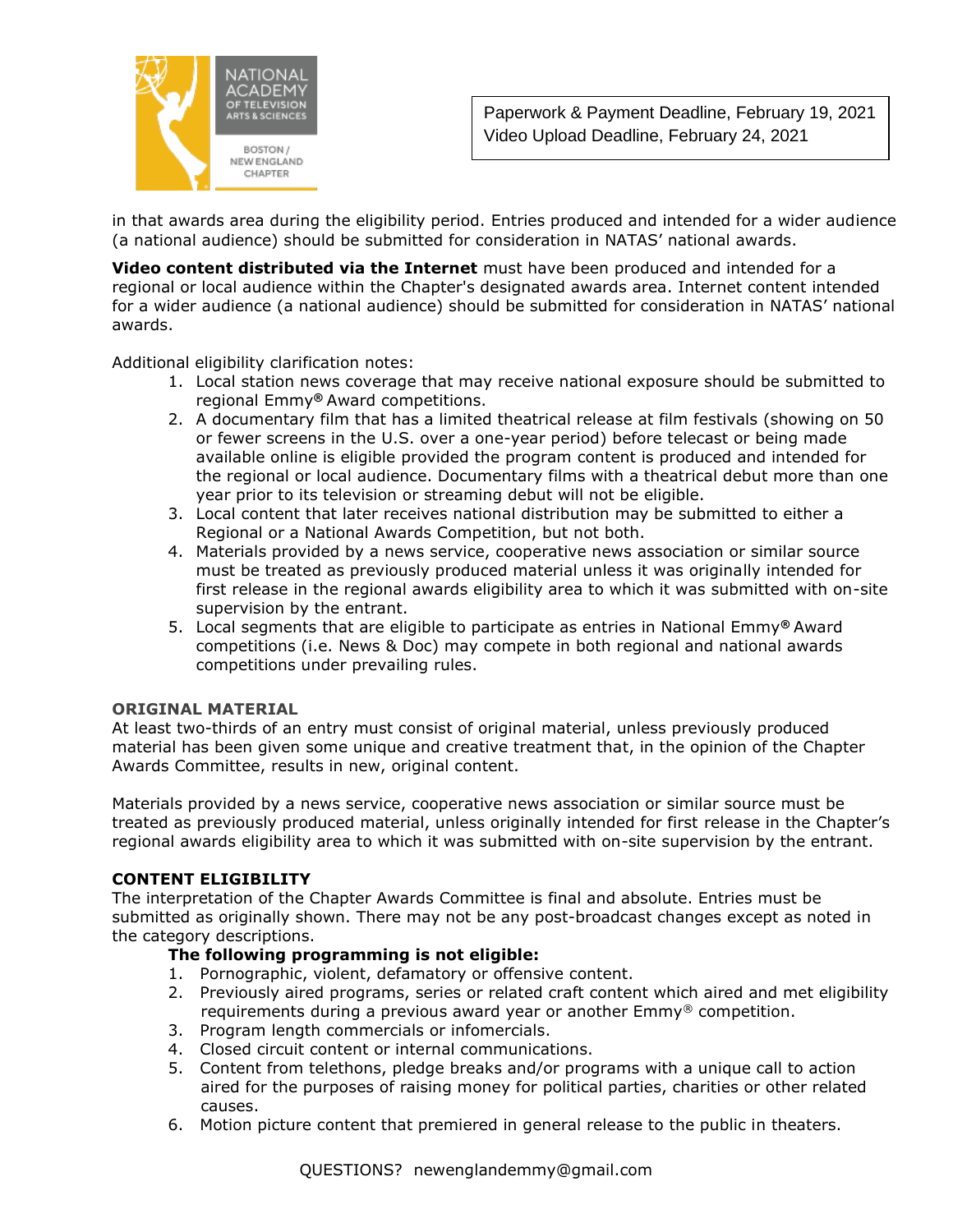in that awards area during the eligibility period. Entries produced and intended for a wider audience (a national audience) should be submitted for consideration in NATAS' national awards.

**Video content distributed via the Internet** must have been produced and intended for a regional or local audience within the Chapter's designated awards area. Internet content intended for a wider audience (a national audience) should be submitted for consideration in NATAS' national awards.

Additional eligibility clarification notes:

1. Local station news coverage that may receive national exposure should be submitted to regional Emmy® Award competitions.
2. A documentary film that has a limited theatrical release at film festivals (showing on 50 or fewer screens in the U.S. over a one-year period) before telecast or being made available online is eligible provided the program content is produced and intended for the regional or local audience. Documentary films with a theatrical debut more than one year prior to its television or streaming debut will not be eligible.
3. Local content that later receives national distribution may be submitted to either a Regional or a National Awards Competition, but not both.
4. Materials provided by a news service, cooperative news association or similar source must be treated as previously produced material unless it was originally intended for first release in the regional awards eligibility area to which it was submitted with on-site supervision by the entrant.
5. Local segments that are eligible to participate as entries in National Emmy® Award competitions (i.e. News & Doc) may compete in both regional and national awards competitions under prevailing rules.

## ORIGINAL MATERIAL

At least two-thirds of an entry must consist of original material, unless previously produced material has been given some unique and creative treatment that, in the opinion of the Chapter Awards Committee, results in new, original content.

Materials provided by a news service, cooperative news association or similar source must be treated as previously produced material, unless originally intended for first release in the Chapter's regional awards eligibility area to which it was submitted with on-site supervision by the entrant.

## CONTENT ELIGIBILITY

The interpretation of the Chapter Awards Committee is final and absolute. Entries must be submitted as originally shown. There may not be any post-broadcast changes except as noted in the category descriptions.

**The following programming is not eligible:**

1. Pornographic, violent, defamatory or offensive content.
2. Previously aired programs, series or related craft content which aired and met eligibility requirements during a previous award year or another Emmy® competition.
3. Program length commercials or infomercials.
4. Closed circuit content or internal communications.
5. Content from telethons, pledge breaks and/or programs with a unique call to action aired for the purposes of raising money for political parties, charities or other related causes.
6. Motion picture content that premiered in general release to the public in theaters.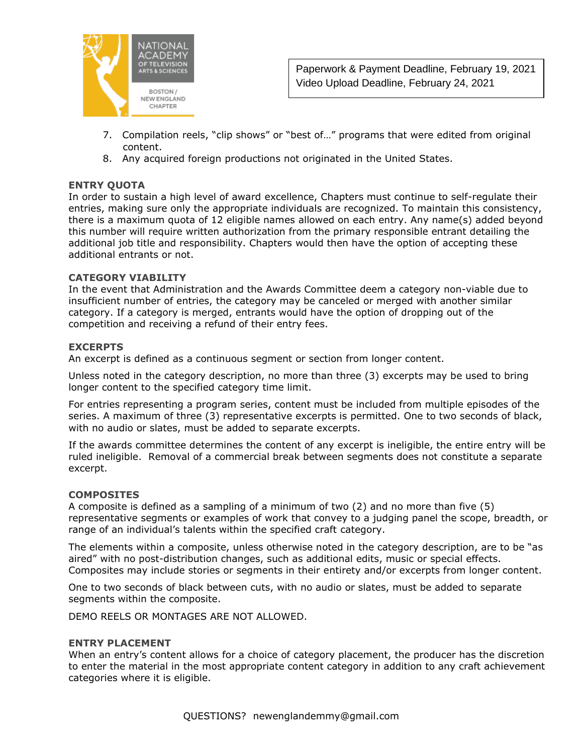7. Compilation reels, "clip shows" or "best of…" programs that were edited from original content.
8. Any acquired foreign productions not originated in the United States.

**ENTRY QUOTA**
In order to sustain a high level of award excellence, Chapters must continue to self-regulate their entries, making sure only the appropriate individuals are recognized. To maintain this consistency, there is a maximum quota of 12 eligible names allowed on each entry. Any name(s) added beyond this number will require written authorization from the primary responsible entrant detailing the additional job title and responsibility. Chapters would then have the option of accepting these additional entrants or not.

**CATEGORY VIABILITY**
In the event that Administration and the Awards Committee deem a category non-viable due to insufficient number of entries, the category may be canceled or merged with another similar category. If a category is merged, entrants would have the option of dropping out of the competition and receiving a refund of their entry fees.

**EXCERPTS**
An excerpt is defined as a continuous segment or section from longer content.

Unless noted in the category description, no more than three (3) excerpts may be used to bring longer content to the specified category time limit.

For entries representing a program series, content must be included from multiple episodes of the series. A maximum of three (3) representative excerpts is permitted. One to two seconds of black, with no audio or slates, must be added to separate excerpts.

If the awards committee determines the content of any excerpt is ineligible, the entire entry will be ruled ineligible. Removal of a commercial break between segments does not constitute a separate excerpt.

**COMPOSITES**
A composite is defined as a sampling of a minimum of two (2) and no more than five (5) representative segments or examples of work that convey to a judging panel the scope, breadth, or range of an individual's talents within the specified craft category.

The elements within a composite, unless otherwise noted in the category description, are to be "as aired" with no post-distribution changes, such as additional edits, music or special effects. Composites may include stories or segments in their entirety and/or excerpts from longer content.

One to two seconds of black between cuts, with no audio or slates, must be added to separate segments within the composite.

DEMO REELS OR MONTAGES ARE NOT ALLOWED.

**ENTRY PLACEMENT**
When an entry's content allows for a choice of category placement, the producer has the discretion to enter the material in the most appropriate content category in addition to any craft achievement categories where it is eligible.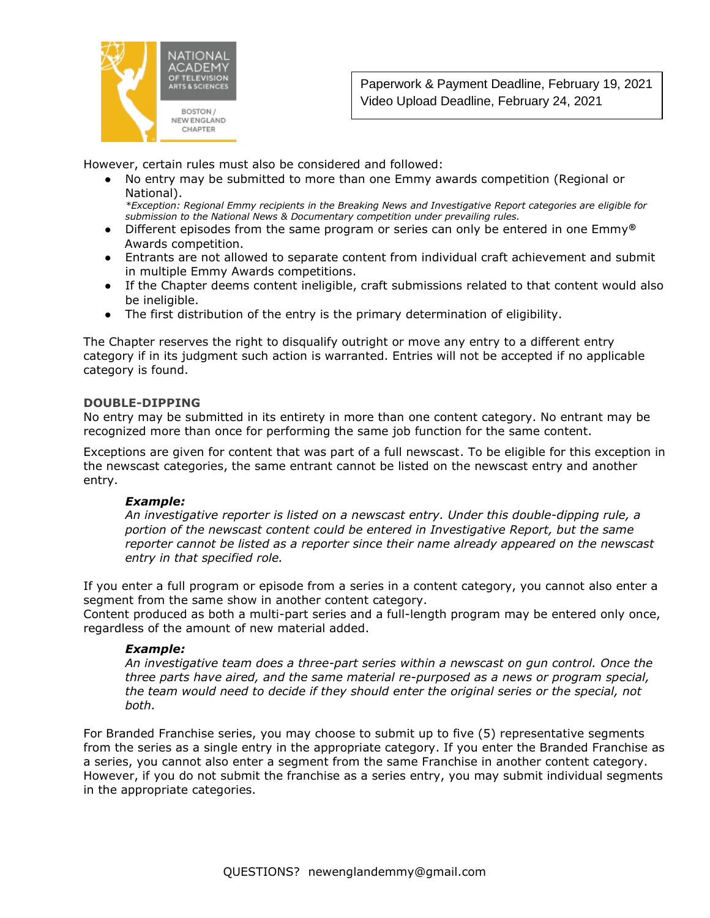However, certain rules must also be considered and followed:

- No entry may be submitted to more than one Emmy awards competition (Regional or National).
  *\*Exception: Regional Emmy recipients in the Breaking News and Investigative Report categories are eligible for submission to the National News & Documentary competition under prevailing rules.*
- Different episodes from the same program or series can only be entered in one Emmy® Awards competition.
- Entrants are not allowed to separate content from individual craft achievement and submit in multiple Emmy Awards competitions.
- If the Chapter deems content ineligible, craft submissions related to that content would also be ineligible.
- The first distribution of the entry is the primary determination of eligibility.

The Chapter reserves the right to disqualify outright or move any entry to a different entry category if in its judgment such action is warranted. Entries will not be accepted if no applicable category is found.

### DOUBLE-DIPPING

No entry may be submitted in its entirety in more than one content category. No entrant may be recognized more than once for performing the same job function for the same content.

Exceptions are given for content that was part of a full newscast. To be eligible for this exception in the newscast categories, the same entrant cannot be listed on the newscast entry and another entry.

> ***Example:***
> *An investigative reporter is listed on a newscast entry. Under this double-dipping rule, a portion of the newscast content could be entered in Investigative Report, but the same reporter cannot be listed as a reporter since their name already appeared on the newscast entry in that specified role.*

If you enter a full program or episode from a series in a content category, you cannot also enter a segment from the same show in another content category.
Content produced as both a multi-part series and a full-length program may be entered only once, regardless of the amount of new material added.

> ***Example:***
> *An investigative team does a three-part series within a newscast on gun control. Once the three parts have aired, and the same material re-purposed as a news or program special, the team would need to decide if they should enter the original series or the special, not both.*

For Branded Franchise series, you may choose to submit up to five (5) representative segments from the series as a single entry in the appropriate category. If you enter the Branded Franchise as a series, you cannot also enter a segment from the same Franchise in another content category. However, if you do not submit the franchise as a series entry, you may submit individual segments in the appropriate categories.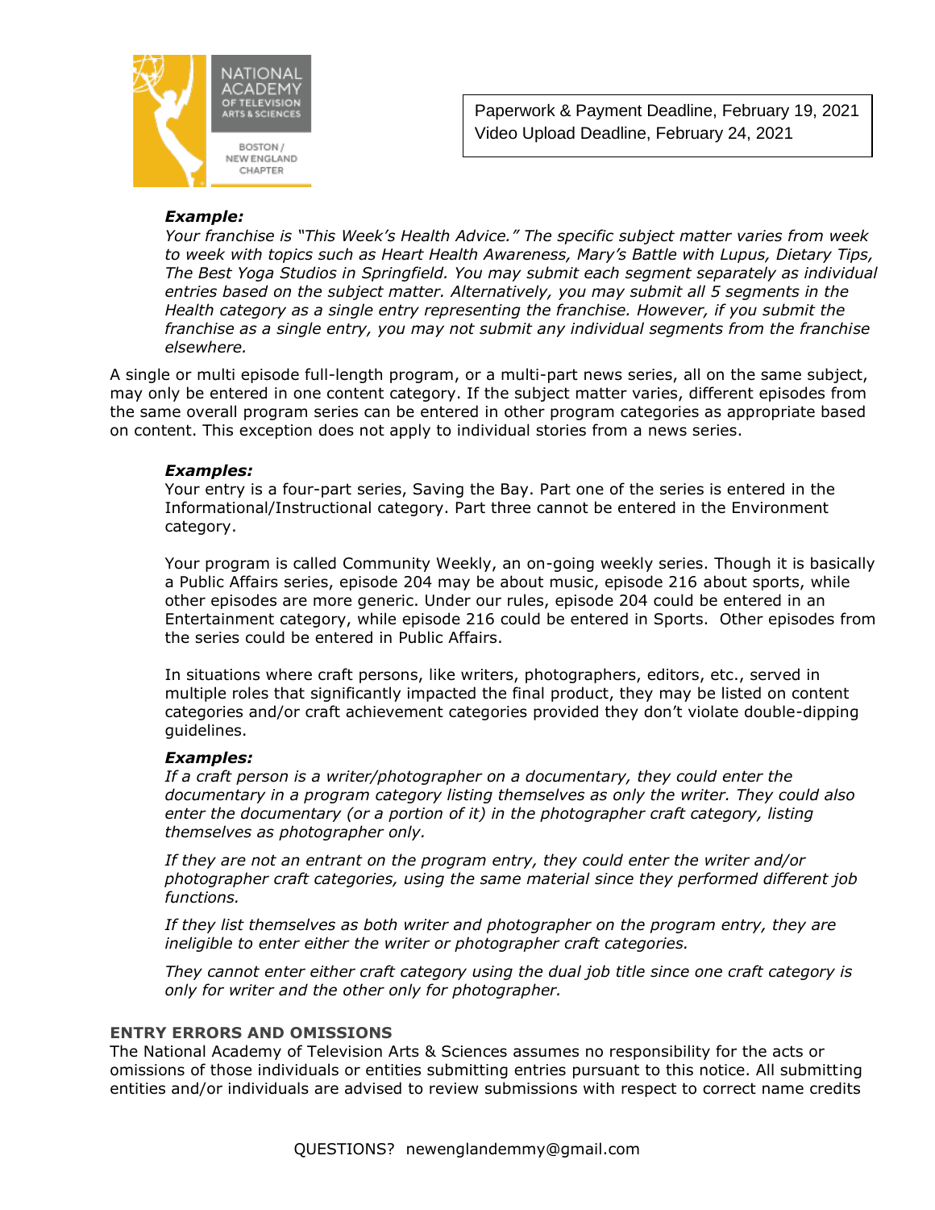Paperwork & Payment Deadline, February 19, 2021
Video Upload Deadline, February 24, 2021

***Example:***
*Your franchise is "This Week's Health Advice." The specific subject matter varies from week to week with topics such as Heart Health Awareness, Mary's Battle with Lupus, Dietary Tips, The Best Yoga Studios in Springfield. You may submit each segment separately as individual entries based on the subject matter. Alternatively, you may submit all 5 segments in the Health category as a single entry representing the franchise. However, if you submit the franchise as a single entry, you may not submit any individual segments from the franchise elsewhere.*

A single or multi episode full-length program, or a multi-part news series, all on the same subject, may only be entered in one content category. If the subject matter varies, different episodes from the same overall program series can be entered in other program categories as appropriate based on content. This exception does not apply to individual stories from a news series.

***Examples:***
Your entry is a four-part series, Saving the Bay. Part one of the series is entered in the Informational/Instructional category. Part three cannot be entered in the Environment category.

Your program is called Community Weekly, an on-going weekly series. Though it is basically a Public Affairs series, episode 204 may be about music, episode 216 about sports, while other episodes are more generic. Under our rules, episode 204 could be entered in an Entertainment category, while episode 216 could be entered in Sports. Other episodes from the series could be entered in Public Affairs.

In situations where craft persons, like writers, photographers, editors, etc., served in multiple roles that significantly impacted the final product, they may be listed on content categories and/or craft achievement categories provided they don't violate double-dipping guidelines.

***Examples:***
*If a craft person is a writer/photographer on a documentary, they could enter the documentary in a program category listing themselves as only the writer. They could also enter the documentary (or a portion of it) in the photographer craft category, listing themselves as photographer only.*

*If they are not an entrant on the program entry, they could enter the writer and/or photographer craft categories, using the same material since they performed different job functions.*

*If they list themselves as both writer and photographer on the program entry, they are ineligible to enter either the writer or photographer craft categories.*

*They cannot enter either craft category using the dual job title since one craft category is only for writer and the other only for photographer.*

**ENTRY ERRORS AND OMISSIONS**
The National Academy of Television Arts & Sciences assumes no responsibility for the acts or omissions of those individuals or entities submitting entries pursuant to this notice. All submitting entities and/or individuals are advised to review submissions with respect to correct name credits

QUESTIONS? newenglandemmy@gmail.com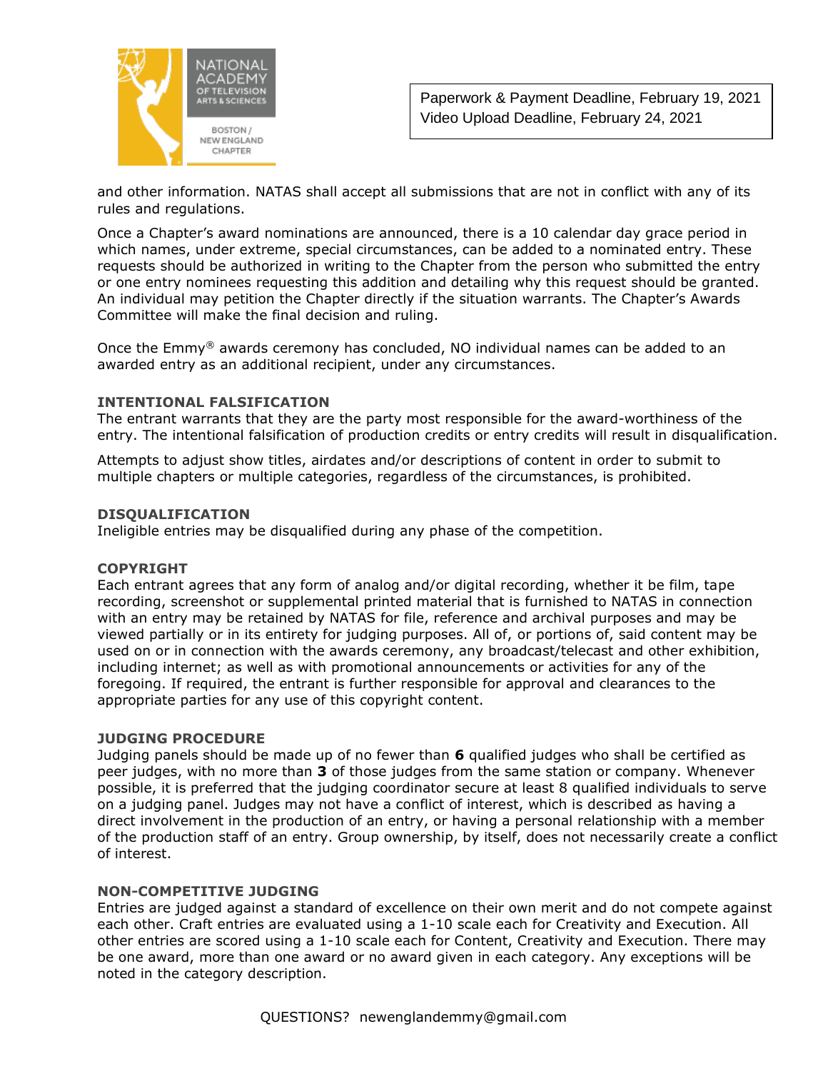and other information. NATAS shall accept all submissions that are not in conflict with any of its rules and regulations.

Once a Chapter's award nominations are announced, there is a 10 calendar day grace period in which names, under extreme, special circumstances, can be added to a nominated entry. These requests should be authorized in writing to the Chapter from the person who submitted the entry or one entry nominees requesting this addition and detailing why this request should be granted. An individual may petition the Chapter directly if the situation warrants. The Chapter's Awards Committee will make the final decision and ruling.

Once the Emmy® awards ceremony has concluded, NO individual names can be added to an awarded entry as an additional recipient, under any circumstances.

### INTENTIONAL FALSIFICATION

The entrant warrants that they are the party most responsible for the award-worthiness of the entry. The intentional falsification of production credits or entry credits will result in disqualification.

Attempts to adjust show titles, airdates and/or descriptions of content in order to submit to multiple chapters or multiple categories, regardless of the circumstances, is prohibited.

### DISQUALIFICATION

Ineligible entries may be disqualified during any phase of the competition.

### COPYRIGHT

Each entrant agrees that any form of analog and/or digital recording, whether it be film, tape recording, screenshot or supplemental printed material that is furnished to NATAS in connection with an entry may be retained by NATAS for file, reference and archival purposes and may be viewed partially or in its entirety for judging purposes. All of, or portions of, said content may be used on or in connection with the awards ceremony, any broadcast/telecast and other exhibition, including internet; as well as with promotional announcements or activities for any of the foregoing. If required, the entrant is further responsible for approval and clearances to the appropriate parties for any use of this copyright content.

### JUDGING PROCEDURE

Judging panels should be made up of no fewer than **6** qualified judges who shall be certified as peer judges, with no more than **3** of those judges from the same station or company. Whenever possible, it is preferred that the judging coordinator secure at least 8 qualified individuals to serve on a judging panel. Judges may not have a conflict of interest, which is described as having a direct involvement in the production of an entry, or having a personal relationship with a member of the production staff of an entry. Group ownership, by itself, does not necessarily create a conflict of interest.

### NON-COMPETITIVE JUDGING

Entries are judged against a standard of excellence on their own merit and do not compete against each other. Craft entries are evaluated using a 1-10 scale each for Creativity and Execution. All other entries are scored using a 1-10 scale each for Content, Creativity and Execution. There may be one award, more than one award or no award given in each category. Any exceptions will be noted in the category description.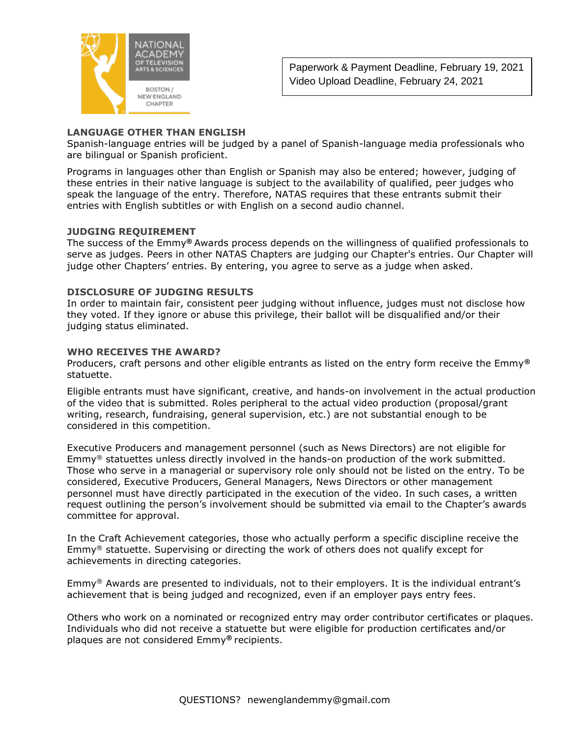Paperwork & Payment Deadline, February 19, 2021
Video Upload Deadline, February 24, 2021

## LANGUAGE OTHER THAN ENGLISH

Spanish-language entries will be judged by a panel of Spanish-language media professionals who are bilingual or Spanish proficient.

Programs in languages other than English or Spanish may also be entered; however, judging of these entries in their native language is subject to the availability of qualified, peer judges who speak the language of the entry. Therefore, NATAS requires that these entrants submit their entries with English subtitles or with English on a second audio channel.

## JUDGING REQUIREMENT

The success of the Emmy® Awards process depends on the willingness of qualified professionals to serve as judges. Peers in other NATAS Chapters are judging our Chapter's entries. Our Chapter will judge other Chapters' entries. By entering, you agree to serve as a judge when asked.

## DISCLOSURE OF JUDGING RESULTS

In order to maintain fair, consistent peer judging without influence, judges must not disclose how they voted. If they ignore or abuse this privilege, their ballot will be disqualified and/or their judging status eliminated.

## WHO RECEIVES THE AWARD?

Producers, craft persons and other eligible entrants as listed on the entry form receive the Emmy® statuette.

Eligible entrants must have significant, creative, and hands-on involvement in the actual production of the video that is submitted. Roles peripheral to the actual video production (proposal/grant writing, research, fundraising, general supervision, etc.) are not substantial enough to be considered in this competition.

Executive Producers and management personnel (such as News Directors) are not eligible for Emmy® statuettes unless directly involved in the hands-on production of the work submitted. Those who serve in a managerial or supervisory role only should not be listed on the entry. To be considered, Executive Producers, General Managers, News Directors or other management personnel must have directly participated in the execution of the video. In such cases, a written request outlining the person's involvement should be submitted via email to the Chapter's awards committee for approval.

In the Craft Achievement categories, those who actually perform a specific discipline receive the Emmy® statuette. Supervising or directing the work of others does not qualify except for achievements in directing categories.

Emmy® Awards are presented to individuals, not to their employers. It is the individual entrant's achievement that is being judged and recognized, even if an employer pays entry fees.

Others who work on a nominated or recognized entry may order contributor certificates or plaques. Individuals who did not receive a statuette but were eligible for production certificates and/or plaques are not considered Emmy® recipients.

QUESTIONS? newenglandemmy@gmail.com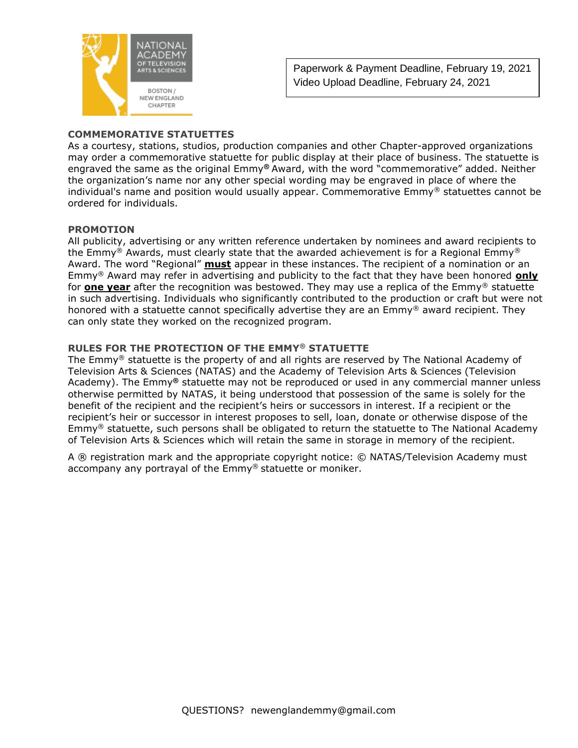Paperwork & Payment Deadline, February 19, 2021
Video Upload Deadline, February 24, 2021

## COMMEMORATIVE STATUETTES

As a courtesy, stations, studios, production companies and other Chapter-approved organizations may order a commemorative statuette for public display at their place of business. The statuette is engraved the same as the original Emmy® Award, with the word "commemorative" added. Neither the organization's name nor any other special wording may be engraved in place of where the individual's name and position would usually appear. Commemorative Emmy® statuettes cannot be ordered for individuals.

## PROMOTION

All publicity, advertising or any written reference undertaken by nominees and award recipients to the Emmy® Awards, must clearly state that the awarded achievement is for a Regional Emmy® Award. The word "Regional" **must** appear in these instances. The recipient of a nomination or an Emmy® Award may refer in advertising and publicity to the fact that they have been honored **only** for **one year** after the recognition was bestowed. They may use a replica of the Emmy® statuette in such advertising. Individuals who significantly contributed to the production or craft but were not honored with a statuette cannot specifically advertise they are an Emmy® award recipient. They can only state they worked on the recognized program.

## RULES FOR THE PROTECTION OF THE EMMY® STATUETTE

The Emmy® statuette is the property of and all rights are reserved by The National Academy of Television Arts & Sciences (NATAS) and the Academy of Television Arts & Sciences (Television Academy). The Emmy® statuette may not be reproduced or used in any commercial manner unless otherwise permitted by NATAS, it being understood that possession of the same is solely for the benefit of the recipient and the recipient's heirs or successors in interest. If a recipient or the recipient's heir or successor in interest proposes to sell, loan, donate or otherwise dispose of the Emmy® statuette, such persons shall be obligated to return the statuette to The National Academy of Television Arts & Sciences which will retain the same in storage in memory of the recipient.

A ® registration mark and the appropriate copyright notice: © NATAS/Television Academy must accompany any portrayal of the Emmy® statuette or moniker.

QUESTIONS? newenglandemmy@gmail.com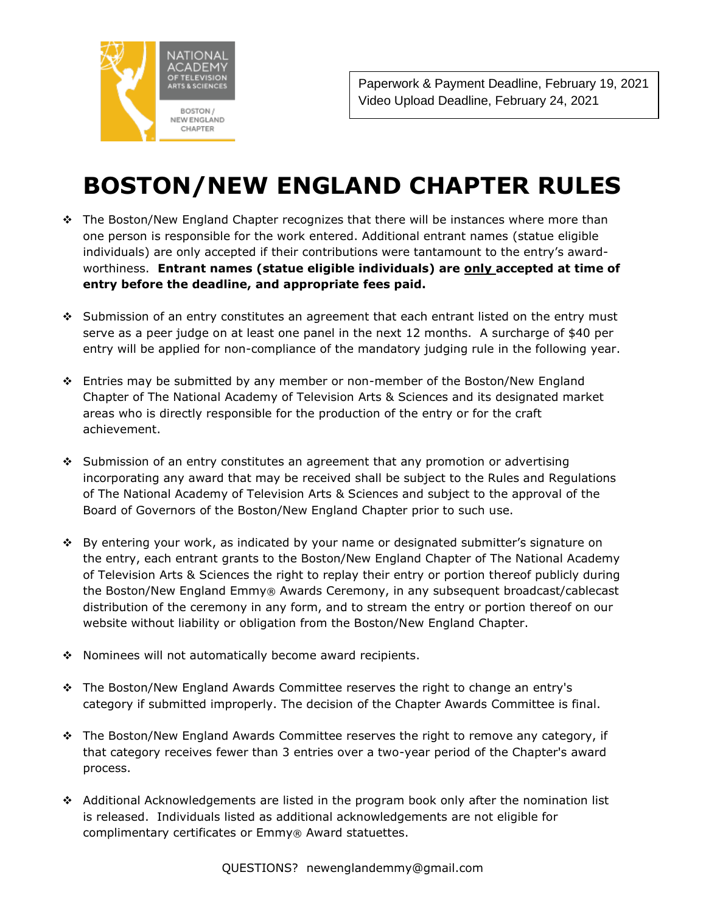Paperwork & Payment Deadline, February 19, 2021
Video Upload Deadline, February 24, 2021

# BOSTON/NEW ENGLAND CHAPTER RULES

- The Boston/New England Chapter recognizes that there will be instances where more than one person is responsible for the work entered. Additional entrant names (statue eligible individuals) are only accepted if their contributions were tantamount to the entry's award-worthiness. **Entrant names (statue eligible individuals) are only accepted at time of entry before the deadline, and appropriate fees paid.**

- Submission of an entry constitutes an agreement that each entrant listed on the entry must serve as a peer judge on at least one panel in the next 12 months. A surcharge of $40 per entry will be applied for non-compliance of the mandatory judging rule in the following year.

- Entries may be submitted by any member or non-member of the Boston/New England Chapter of The National Academy of Television Arts & Sciences and its designated market areas who is directly responsible for the production of the entry or for the craft achievement.

- Submission of an entry constitutes an agreement that any promotion or advertising incorporating any award that may be received shall be subject to the Rules and Regulations of The National Academy of Television Arts & Sciences and subject to the approval of the Board of Governors of the Boston/New England Chapter prior to such use.

- By entering your work, as indicated by your name or designated submitter's signature on the entry, each entrant grants to the Boston/New England Chapter of The National Academy of Television Arts & Sciences the right to replay their entry or portion thereof publicly during the Boston/New England Emmy® Awards Ceremony, in any subsequent broadcast/cablecast distribution of the ceremony in any form, and to stream the entry or portion thereof on our website without liability or obligation from the Boston/New England Chapter.

- Nominees will not automatically become award recipients.

- The Boston/New England Awards Committee reserves the right to change an entry's category if submitted improperly. The decision of the Chapter Awards Committee is final.

- The Boston/New England Awards Committee reserves the right to remove any category, if that category receives fewer than 3 entries over a two-year period of the Chapter's award process.

- Additional Acknowledgements are listed in the program book only after the nomination list is released. Individuals listed as additional acknowledgements are not eligible for complimentary certificates or Emmy® Award statuettes.

QUESTIONS? newenglandemmy@gmail.com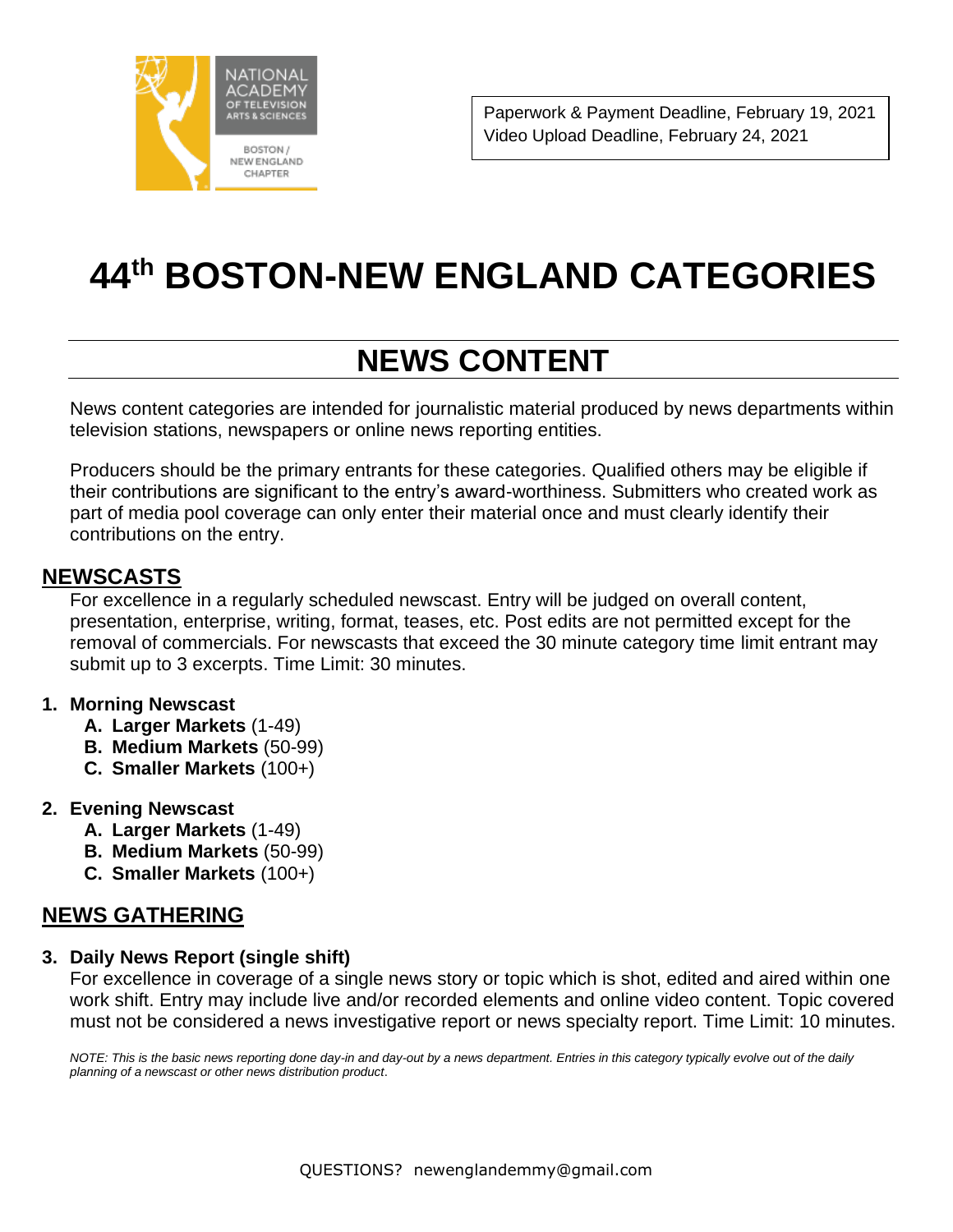Paperwork & Payment Deadline, February 19, 2021
Video Upload Deadline, February 24, 2021

# 44th BOSTON-NEW ENGLAND CATEGORIES

## NEWS CONTENT

News content categories are intended for journalistic material produced by news departments within television stations, newspapers or online news reporting entities.

Producers should be the primary entrants for these categories. Qualified others may be eligible if their contributions are significant to the entry's award-worthiness. Submitters who created work as part of media pool coverage can only enter their material once and must clearly identify their contributions on the entry.

### NEWSCASTS

For excellence in a regularly scheduled newscast. Entry will be judged on overall content, presentation, enterprise, writing, format, teases, etc. Post edits are not permitted except for the removal of commercials. For newscasts that exceed the 30 minute category time limit entrant may submit up to 3 excerpts. Time Limit: 30 minutes.

1. **Morning Newscast**
   - A. **Larger Markets** (1-49)
   - B. **Medium Markets** (50-99)
   - C. **Smaller Markets** (100+)

2. **Evening Newscast**
   - A. **Larger Markets** (1-49)
   - B. **Medium Markets** (50-99)
   - C. **Smaller Markets** (100+)

### NEWS GATHERING

3. **Daily News Report (single shift)**

   For excellence in coverage of a single news story or topic which is shot, edited and aired within one work shift. Entry may include live and/or recorded elements and online video content. Topic covered must not be considered a news investigative report or news specialty report. Time Limit: 10 minutes.

   *NOTE: This is the basic news reporting done day-in and day-out by a news department. Entries in this category typically evolve out of the daily planning of a newscast or other news distribution product.*

QUESTIONS? newenglandemmy@gmail.com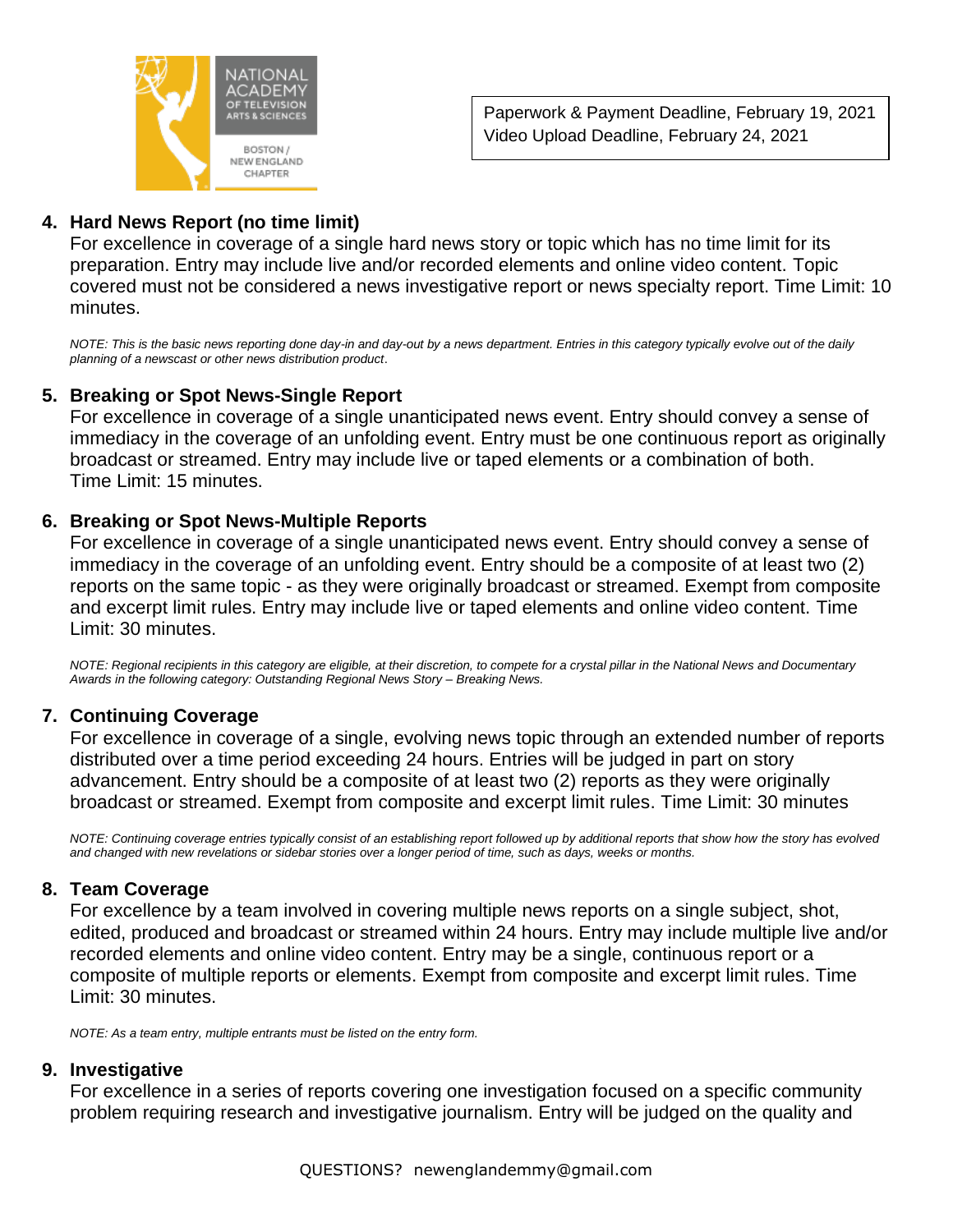Paperwork & Payment Deadline, February 19, 2021
Video Upload Deadline, February 24, 2021

**4. Hard News Report (no time limit)**

For excellence in coverage of a single hard news story or topic which has no time limit for its preparation. Entry may include live and/or recorded elements and online video content. Topic covered must not be considered a news investigative report or news specialty report. Time Limit: 10 minutes.

*NOTE: This is the basic news reporting done day-in and day-out by a news department. Entries in this category typically evolve out of the daily planning of a newscast or other news distribution product*.

**5. Breaking or Spot News-Single Report**

For excellence in coverage of a single unanticipated news event. Entry should convey a sense of immediacy in the coverage of an unfolding event. Entry must be one continuous report as originally broadcast or streamed. Entry may include live or taped elements or a combination of both.
Time Limit: 15 minutes.

**6. Breaking or Spot News-Multiple Reports**

For excellence in coverage of a single unanticipated news event. Entry should convey a sense of immediacy in the coverage of an unfolding event. Entry should be a composite of at least two (2) reports on the same topic - as they were originally broadcast or streamed. Exempt from composite and excerpt limit rules. Entry may include live or taped elements and online video content. Time Limit: 30 minutes.

*NOTE: Regional recipients in this category are eligible, at their discretion, to compete for a crystal pillar in the National News and Documentary Awards in the following category: Outstanding Regional News Story – Breaking News.*

**7. Continuing Coverage**

For excellence in coverage of a single, evolving news topic through an extended number of reports distributed over a time period exceeding 24 hours. Entries will be judged in part on story advancement. Entry should be a composite of at least two (2) reports as they were originally broadcast or streamed. Exempt from composite and excerpt limit rules. Time Limit: 30 minutes

*NOTE: Continuing coverage entries typically consist of an establishing report followed up by additional reports that show how the story has evolved and changed with new revelations or sidebar stories over a longer period of time, such as days, weeks or months.*

**8. Team Coverage**

For excellence by a team involved in covering multiple news reports on a single subject, shot, edited, produced and broadcast or streamed within 24 hours. Entry may include multiple live and/or recorded elements and online video content. Entry may be a single, continuous report or a composite of multiple reports or elements. Exempt from composite and excerpt limit rules. Time Limit: 30 minutes.

*NOTE: As a team entry, multiple entrants must be listed on the entry form.*

**9. Investigative**

For excellence in a series of reports covering one investigation focused on a specific community problem requiring research and investigative journalism. Entry will be judged on the quality and

QUESTIONS? newenglandemmy@gmail.com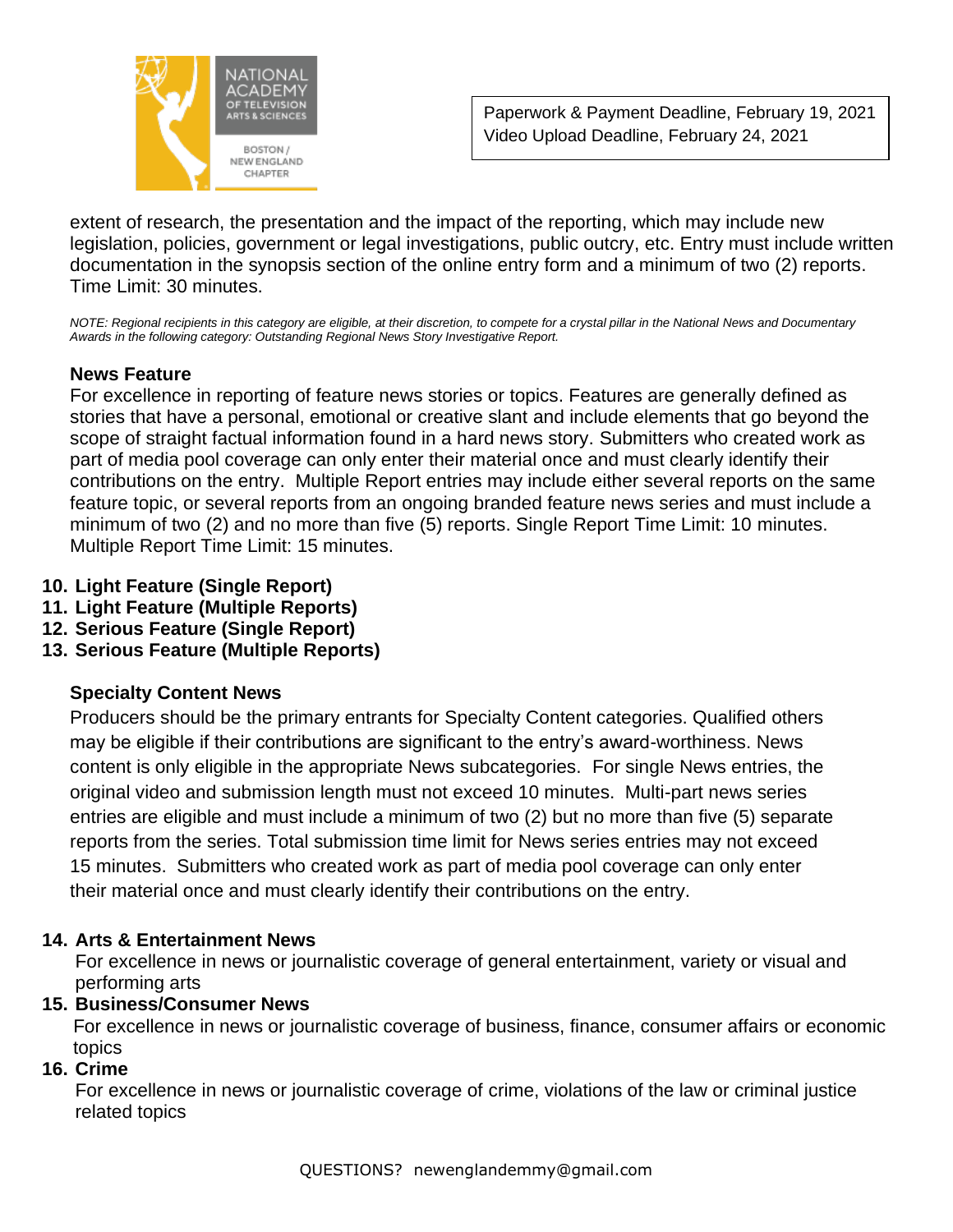extent of research, the presentation and the impact of the reporting, which may include new legislation, policies, government or legal investigations, public outcry, etc. Entry must include written documentation in the synopsis section of the online entry form and a minimum of two (2) reports. Time Limit: 30 minutes.

*NOTE: Regional recipients in this category are eligible, at their discretion, to compete for a crystal pillar in the National News and Documentary Awards in the following category: Outstanding Regional News Story Investigative Report.*

### News Feature

For excellence in reporting of feature news stories or topics. Features are generally defined as stories that have a personal, emotional or creative slant and include elements that go beyond the scope of straight factual information found in a hard news story. Submitters who created work as part of media pool coverage can only enter their material once and must clearly identify their contributions on the entry. Multiple Report entries may include either several reports on the same feature topic, or several reports from an ongoing branded feature news series and must include a minimum of two (2) and no more than five (5) reports. Single Report Time Limit: 10 minutes. Multiple Report Time Limit: 15 minutes.

10. **Light Feature (Single Report)**
11. **Light Feature (Multiple Reports)**
12. **Serious Feature (Single Report)**
13. **Serious Feature (Multiple Reports)**

### Specialty Content News

Producers should be the primary entrants for Specialty Content categories. Qualified others may be eligible if their contributions are significant to the entry's award-worthiness. News content is only eligible in the appropriate News subcategories. For single News entries, the original video and submission length must not exceed 10 minutes. Multi-part news series entries are eligible and must include a minimum of two (2) but no more than five (5) separate reports from the series. Total submission time limit for News series entries may not exceed 15 minutes. Submitters who created work as part of media pool coverage can only enter their material once and must clearly identify their contributions on the entry.

14. **Arts & Entertainment News**
    For excellence in news or journalistic coverage of general entertainment, variety or visual and performing arts
15. **Business/Consumer News**
    For excellence in news or journalistic coverage of business, finance, consumer affairs or economic topics
16. **Crime**
    For excellence in news or journalistic coverage of crime, violations of the law or criminal justice related topics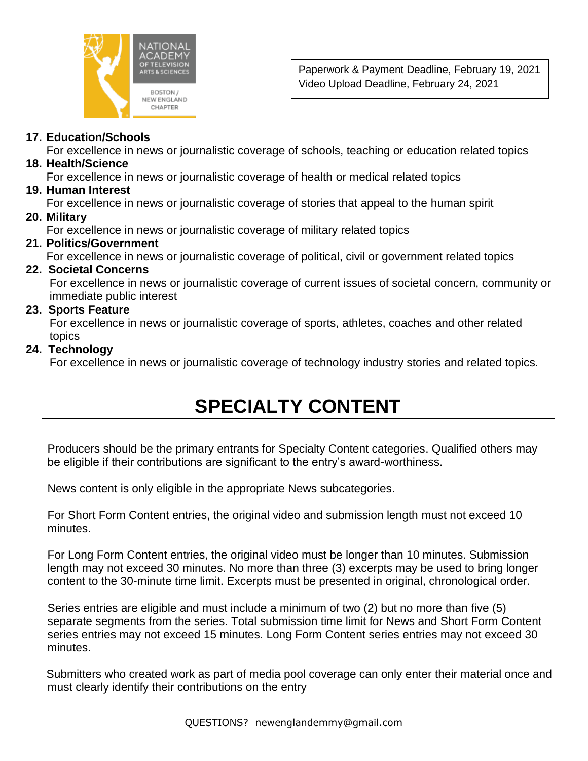Paperwork & Payment Deadline, February 19, 2021
Video Upload Deadline, February 24, 2021

17. **Education/Schools**
    For excellence in news or journalistic coverage of schools, teaching or education related topics
18. **Health/Science**
    For excellence in news or journalistic coverage of health or medical related topics
19. **Human Interest**
    For excellence in news or journalistic coverage of stories that appeal to the human spirit
20. **Military**
    For excellence in news or journalistic coverage of military related topics
21. **Politics/Government**
    For excellence in news or journalistic coverage of political, civil or government related topics
22. **Societal Concerns**
    For excellence in news or journalistic coverage of current issues of societal concern, community or immediate public interest
23. **Sports Feature**
    For excellence in news or journalistic coverage of sports, athletes, coaches and other related topics
24. **Technology**
    For excellence in news or journalistic coverage of technology industry stories and related topics.

# SPECIALTY CONTENT

Producers should be the primary entrants for Specialty Content categories. Qualified others may be eligible if their contributions are significant to the entry's award-worthiness.

News content is only eligible in the appropriate News subcategories.

For Short Form Content entries, the original video and submission length must not exceed 10 minutes.

For Long Form Content entries, the original video must be longer than 10 minutes. Submission length may not exceed 30 minutes. No more than three (3) excerpts may be used to bring longer content to the 30-minute time limit. Excerpts must be presented in original, chronological order.

Series entries are eligible and must include a minimum of two (2) but no more than five (5) separate segments from the series. Total submission time limit for News and Short Form Content series entries may not exceed 15 minutes. Long Form Content series entries may not exceed 30 minutes.

Submitters who created work as part of media pool coverage can only enter their material once and must clearly identify their contributions on the entry

QUESTIONS? newenglandemmy@gmail.com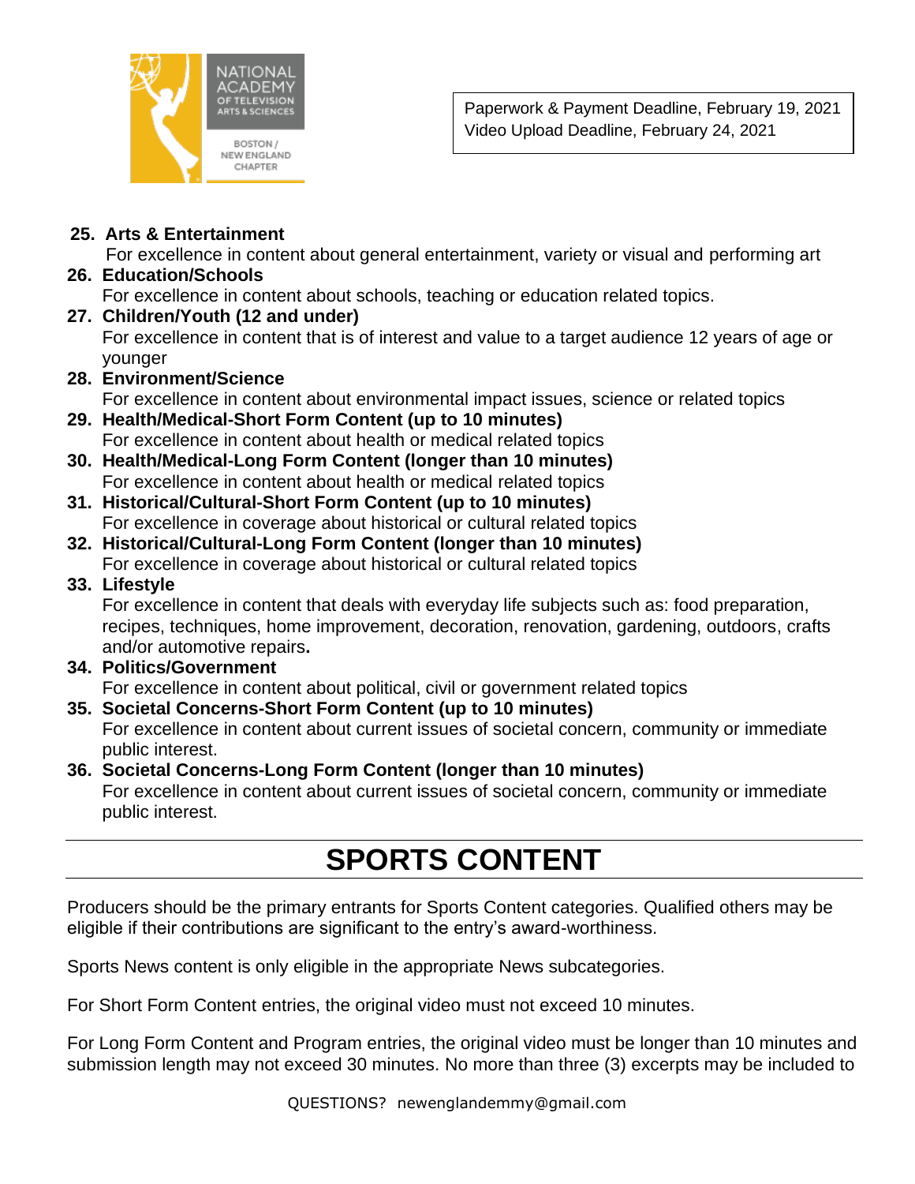Paperwork & Payment Deadline, February 19, 2021
Video Upload Deadline, February 24, 2021

25. **Arts & Entertainment**
    For excellence in content about general entertainment, variety or visual and performing art
26. **Education/Schools**
    For excellence in content about schools, teaching or education related topics.
27. **Children/Youth (12 and under)**
    For excellence in content that is of interest and value to a target audience 12 years of age or younger
28. **Environment/Science**
    For excellence in content about environmental impact issues, science or related topics
29. **Health/Medical-Short Form Content (up to 10 minutes)**
    For excellence in content about health or medical related topics
30. **Health/Medical-Long Form Content (longer than 10 minutes)**
    For excellence in content about health or medical related topics
31. **Historical/Cultural-Short Form Content (up to 10 minutes)**
    For excellence in coverage about historical or cultural related topics
32. **Historical/Cultural-Long Form Content (longer than 10 minutes)**
    For excellence in coverage about historical or cultural related topics
33. **Lifestyle**
    For excellence in content that deals with everyday life subjects such as: food preparation, recipes, techniques, home improvement, decoration, renovation, gardening, outdoors, crafts and/or automotive repairs**.**
34. **Politics/Government**
    For excellence in content about political, civil or government related topics
35. **Societal Concerns-Short Form Content (up to 10 minutes)**
    For excellence in content about current issues of societal concern, community or immediate public interest.
36. **Societal Concerns-Long Form Content (longer than 10 minutes)**
    For excellence in content about current issues of societal concern, community or immediate public interest.

# SPORTS CONTENT

Producers should be the primary entrants for Sports Content categories. Qualified others may be eligible if their contributions are significant to the entry's award-worthiness.

Sports News content is only eligible in the appropriate News subcategories.

For Short Form Content entries, the original video must not exceed 10 minutes.

For Long Form Content and Program entries, the original video must be longer than 10 minutes and submission length may not exceed 30 minutes. No more than three (3) excerpts may be included to

QUESTIONS? newenglandemmy@gmail.com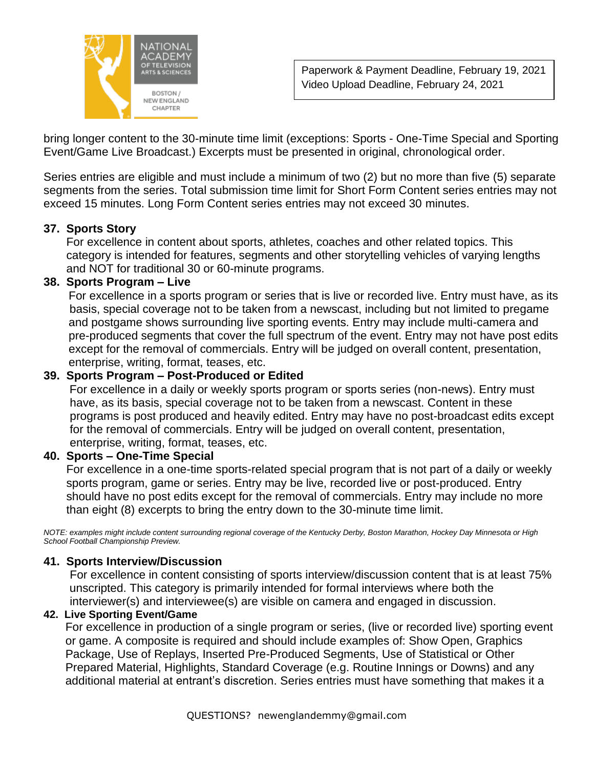bring longer content to the 30-minute time limit (exceptions: Sports - One-Time Special and Sporting Event/Game Live Broadcast.) Excerpts must be presented in original, chronological order.

Series entries are eligible and must include a minimum of two (2) but no more than five (5) separate segments from the series. Total submission time limit for Short Form Content series entries may not exceed 15 minutes. Long Form Content series entries may not exceed 30 minutes.

### 37. Sports Story

For excellence in content about sports, athletes, coaches and other related topics. This category is intended for features, segments and other storytelling vehicles of varying lengths and NOT for traditional 30 or 60-minute programs.

### 38. Sports Program – Live

For excellence in a sports program or series that is live or recorded live. Entry must have, as its basis, special coverage not to be taken from a newscast, including but not limited to pregame and postgame shows surrounding live sporting events. Entry may include multi-camera and pre-produced segments that cover the full spectrum of the event. Entry may not have post edits except for the removal of commercials. Entry will be judged on overall content, presentation, enterprise, writing, format, teases, etc.

### 39. Sports Program – Post-Produced or Edited

For excellence in a daily or weekly sports program or sports series (non-news). Entry must have, as its basis, special coverage not to be taken from a newscast. Content in these programs is post produced and heavily edited. Entry may have no post-broadcast edits except for the removal of commercials. Entry will be judged on overall content, presentation, enterprise, writing, format, teases, etc.

### 40. Sports – One-Time Special

For excellence in a one-time sports-related special program that is not part of a daily or weekly sports program, game or series. Entry may be live, recorded live or post-produced. Entry should have no post edits except for the removal of commercials. Entry may include no more than eight (8) excerpts to bring the entry down to the 30-minute time limit.

*NOTE: examples might include content surrounding regional coverage of the Kentucky Derby, Boston Marathon, Hockey Day Minnesota or High School Football Championship Preview.*

### 41. Sports Interview/Discussion

For excellence in content consisting of sports interview/discussion content that is at least 75% unscripted. This category is primarily intended for formal interviews where both the interviewer(s) and interviewee(s) are visible on camera and engaged in discussion.

### 42. Live Sporting Event/Game

For excellence in production of a single program or series, (live or recorded live) sporting event or game. A composite is required and should include examples of: Show Open, Graphics Package, Use of Replays, Inserted Pre-Produced Segments, Use of Statistical or Other Prepared Material, Highlights, Standard Coverage (e.g. Routine Innings or Downs) and any additional material at entrant's discretion. Series entries must have something that makes it a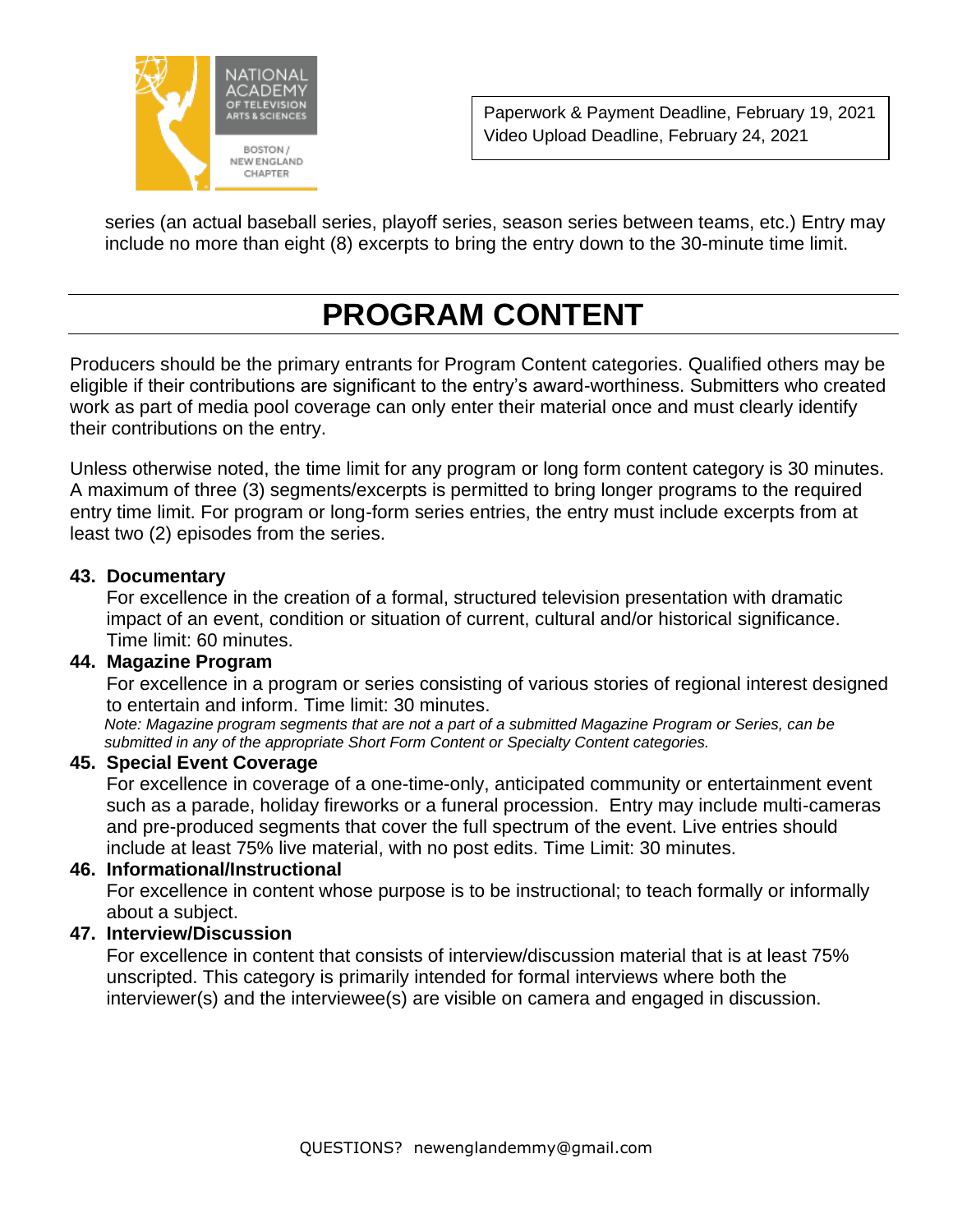series (an actual baseball series, playoff series, season series between teams, etc.) Entry may include no more than eight (8) excerpts to bring the entry down to the 30-minute time limit.

# PROGRAM CONTENT

Producers should be the primary entrants for Program Content categories. Qualified others may be eligible if their contributions are significant to the entry's award-worthiness. Submitters who created work as part of media pool coverage can only enter their material once and must clearly identify their contributions on the entry.

Unless otherwise noted, the time limit for any program or long form content category is 30 minutes. A maximum of three (3) segments/excerpts is permitted to bring longer programs to the required entry time limit. For program or long-form series entries, the entry must include excerpts from at least two (2) episodes from the series.

**43. Documentary**
For excellence in the creation of a formal, structured television presentation with dramatic impact of an event, condition or situation of current, cultural and/or historical significance. Time limit: 60 minutes.

**44. Magazine Program**
For excellence in a program or series consisting of various stories of regional interest designed to entertain and inform. Time limit: 30 minutes.
*Note: Magazine program segments that are not a part of a submitted Magazine Program or Series, can be submitted in any of the appropriate Short Form Content or Specialty Content categories.*

**45. Special Event Coverage**
For excellence in coverage of a one-time-only, anticipated community or entertainment event such as a parade, holiday fireworks or a funeral procession. Entry may include multi-cameras and pre-produced segments that cover the full spectrum of the event. Live entries should include at least 75% live material, with no post edits. Time Limit: 30 minutes.

**46. Informational/Instructional**
For excellence in content whose purpose is to be instructional; to teach formally or informally about a subject.

**47. Interview/Discussion**
For excellence in content that consists of interview/discussion material that is at least 75% unscripted. This category is primarily intended for formal interviews where both the interviewer(s) and the interviewee(s) are visible on camera and engaged in discussion.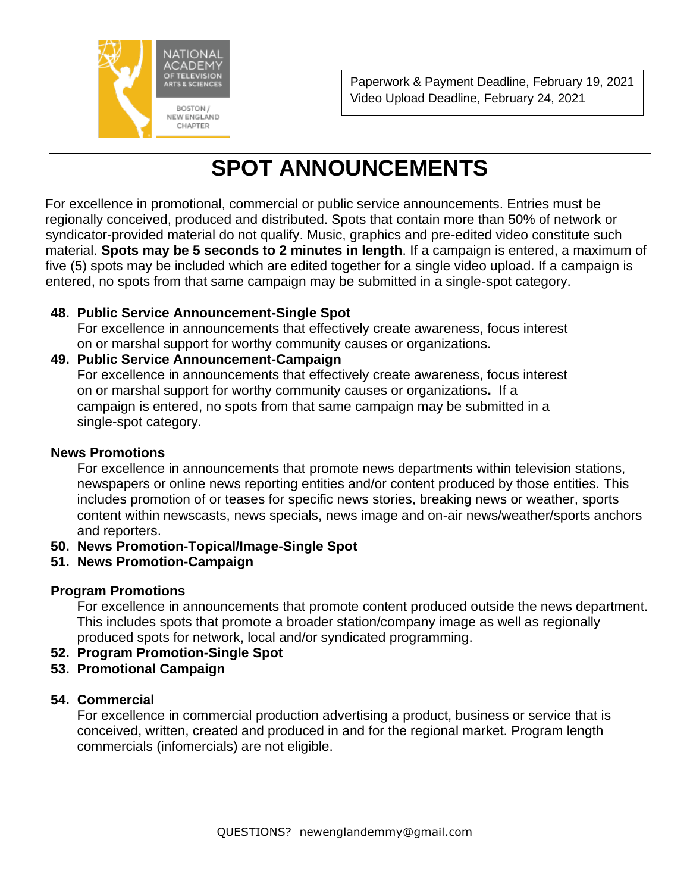NATIONAL ACADEMY OF TELEVISION ARTS & SCIENCES
BOSTON / NEW ENGLAND CHAPTER

Paperwork & Payment Deadline, February 19, 2021
Video Upload Deadline, February 24, 2021

# SPOT ANNOUNCEMENTS

For excellence in promotional, commercial or public service announcements. Entries must be regionally conceived, produced and distributed. Spots that contain more than 50% of network or syndicator-provided material do not qualify. Music, graphics and pre-edited video constitute such material. **Spots may be 5 seconds to 2 minutes in length**. If a campaign is entered, a maximum of five (5) spots may be included which are edited together for a single video upload. If a campaign is entered, no spots from that same campaign may be submitted in a single-spot category.

**48. Public Service Announcement-Single Spot**
For excellence in announcements that effectively create awareness, focus interest on or marshal support for worthy community causes or organizations.

**49. Public Service Announcement-Campaign**
For excellence in announcements that effectively create awareness, focus interest on or marshal support for worthy community causes or organizations**.** If a campaign is entered, no spots from that same campaign may be submitted in a single-spot category.

**News Promotions**
For excellence in announcements that promote news departments within television stations, newspapers or online news reporting entities and/or content produced by those entities. This includes promotion of or teases for specific news stories, breaking news or weather, sports content within newscasts, news specials, news image and on-air news/weather/sports anchors and reporters.

**50. News Promotion-Topical/Image-Single Spot**
**51. News Promotion-Campaign**

**Program Promotions**
For excellence in announcements that promote content produced outside the news department. This includes spots that promote a broader station/company image as well as regionally produced spots for network, local and/or syndicated programming.

**52. Program Promotion-Single Spot**
**53. Promotional Campaign**

**54. Commercial**
For excellence in commercial production advertising a product, business or service that is conceived, written, created and produced in and for the regional market. Program length commercials (infomercials) are not eligible.

QUESTIONS? newenglandemmy@gmail.com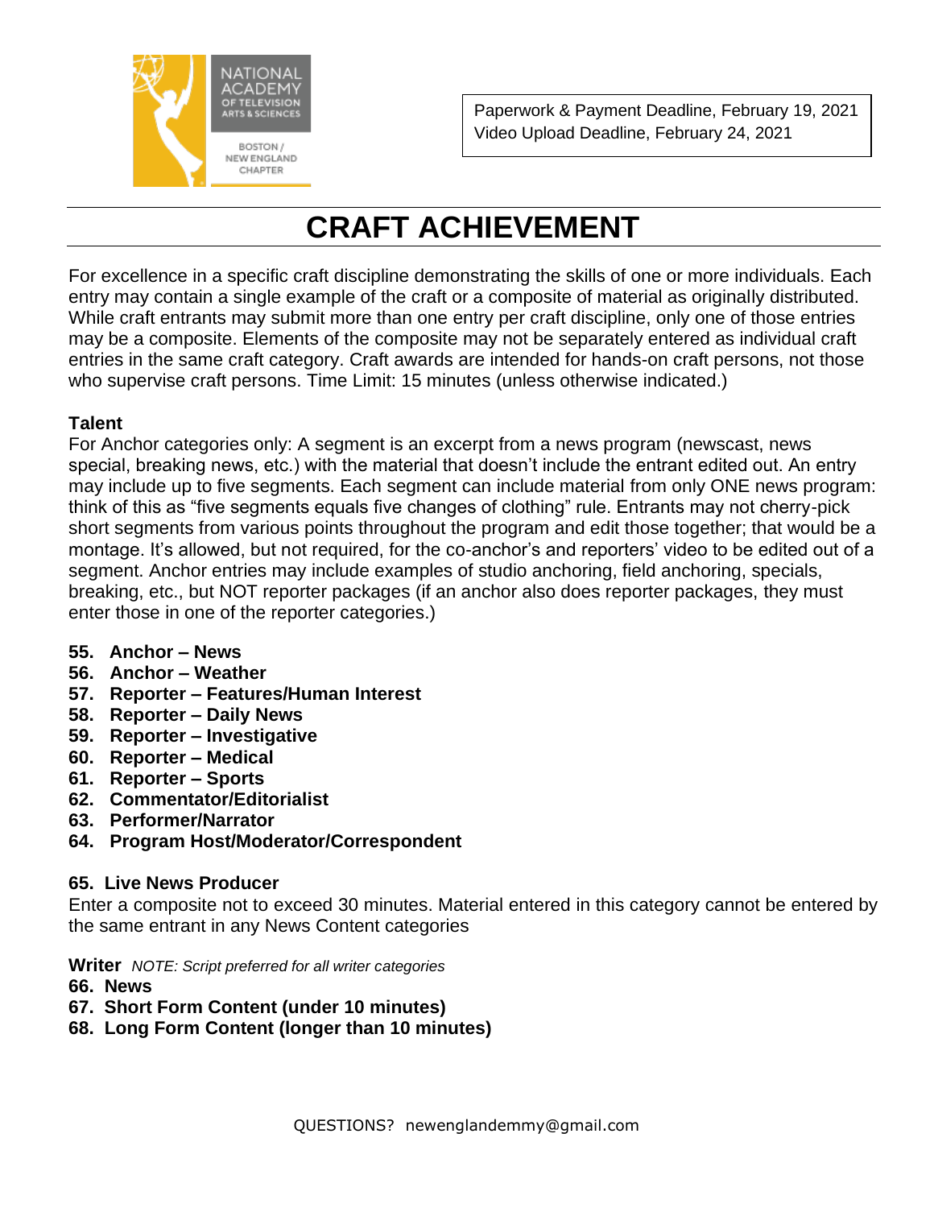NATIONAL ACADEMY OF TELEVISION ARTS & SCIENCES

BOSTON / NEW ENGLAND CHAPTER

Paperwork & Payment Deadline, February 19, 2021
Video Upload Deadline, February 24, 2021

# CRAFT ACHIEVEMENT

For excellence in a specific craft discipline demonstrating the skills of one or more individuals. Each entry may contain a single example of the craft or a composite of material as originally distributed. While craft entrants may submit more than one entry per craft discipline, only one of those entries may be a composite. Elements of the composite may not be separately entered as individual craft entries in the same craft category. Craft awards are intended for hands-on craft persons, not those who supervise craft persons. Time Limit: 15 minutes (unless otherwise indicated.)

**Talent**
For Anchor categories only: A segment is an excerpt from a news program (newscast, news special, breaking news, etc.) with the material that doesn't include the entrant edited out. An entry may include up to five segments. Each segment can include material from only ONE news program: think of this as "five segments equals five changes of clothing" rule. Entrants may not cherry-pick short segments from various points throughout the program and edit those together; that would be a montage. It's allowed, but not required, for the co-anchor's and reporters' video to be edited out of a segment. Anchor entries may include examples of studio anchoring, field anchoring, specials, breaking, etc., but NOT reporter packages (if an anchor also does reporter packages, they must enter those in one of the reporter categories.)

55. **Anchor – News**
56. **Anchor – Weather**
57. **Reporter – Features/Human Interest**
58. **Reporter – Daily News**
59. **Reporter – Investigative**
60. **Reporter – Medical**
61. **Reporter – Sports**
62. **Commentator/Editorialist**
63. **Performer/Narrator**
64. **Program Host/Moderator/Correspondent**

**65. Live News Producer**
Enter a composite not to exceed 30 minutes. Material entered in this category cannot be entered by the same entrant in any News Content categories

**Writer** *NOTE: Script preferred for all writer categories*

66. **News**
67. **Short Form Content (under 10 minutes)**
68. **Long Form Content (longer than 10 minutes)**

QUESTIONS? newenglandemmy@gmail.com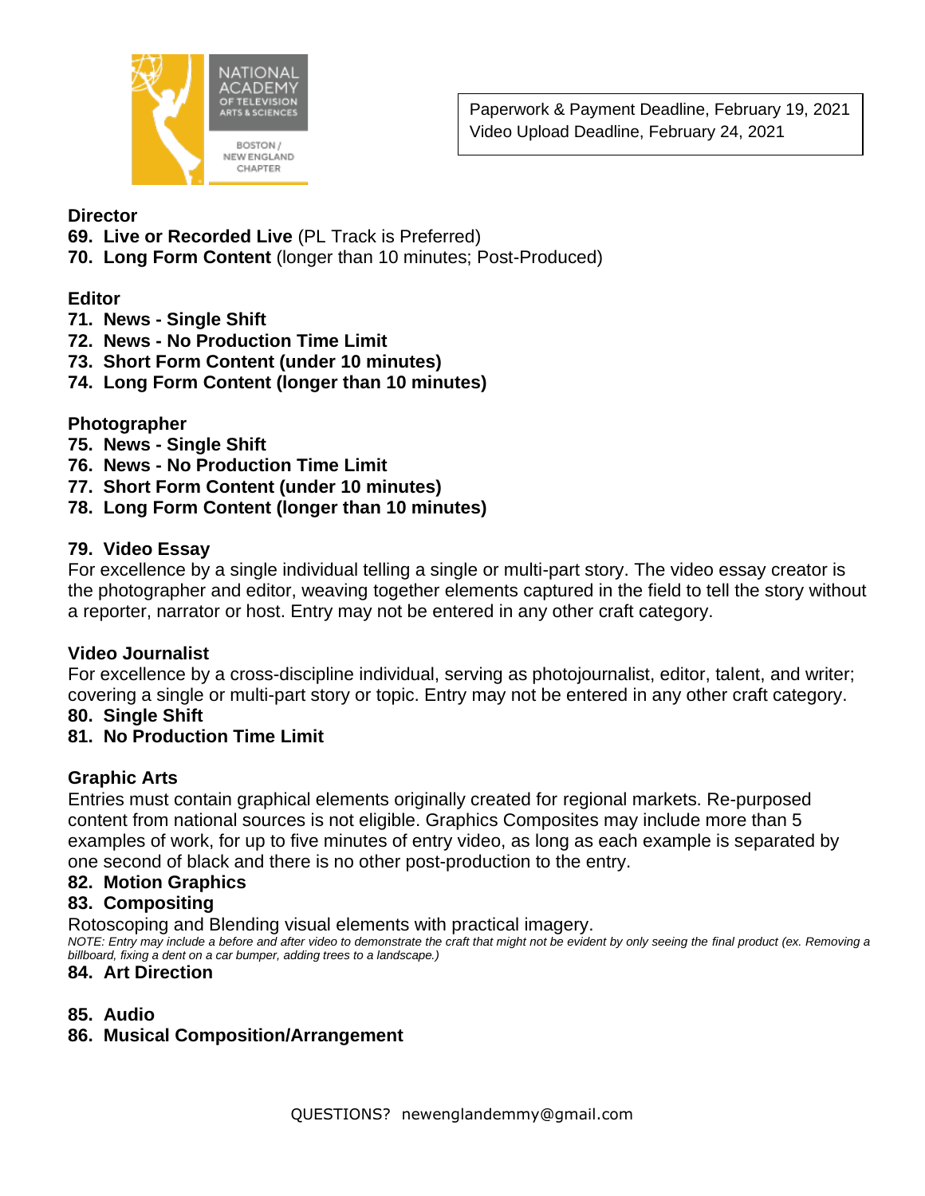Paperwork & Payment Deadline, February 19, 2021
Video Upload Deadline, February 24, 2021

**Director**

**69. Live or Recorded Live** (PL Track is Preferred)
**70. Long Form Content** (longer than 10 minutes; Post-Produced)

**Editor**

**71. News - Single Shift**
**72. News - No Production Time Limit**
**73. Short Form Content (under 10 minutes)**
**74. Long Form Content (longer than 10 minutes)**

**Photographer**

**75. News - Single Shift**
**76. News - No Production Time Limit**
**77. Short Form Content (under 10 minutes)**
**78. Long Form Content (longer than 10 minutes)**

**79. Video Essay**

For excellence by a single individual telling a single or multi-part story. The video essay creator is the photographer and editor, weaving together elements captured in the field to tell the story without a reporter, narrator or host. Entry may not be entered in any other craft category.

**Video Journalist**

For excellence by a cross-discipline individual, serving as photojournalist, editor, talent, and writer; covering a single or multi-part story or topic. Entry may not be entered in any other craft category.

**80. Single Shift**
**81. No Production Time Limit**

**Graphic Arts**

Entries must contain graphical elements originally created for regional markets. Re-purposed content from national sources is not eligible. Graphics Composites may include more than 5 examples of work, for up to five minutes of entry video, as long as each example is separated by one second of black and there is no other post-production to the entry.

**82. Motion Graphics**
**83. Compositing**

Rotoscoping and Blending visual elements with practical imagery.

*NOTE: Entry may include a before and after video to demonstrate the craft that might not be evident by only seeing the final product (ex. Removing a billboard, fixing a dent on a car bumper, adding trees to a landscape.)*

**84. Art Direction**

**85. Audio**
**86. Musical Composition/Arrangement**

QUESTIONS? newenglandemmy@gmail.com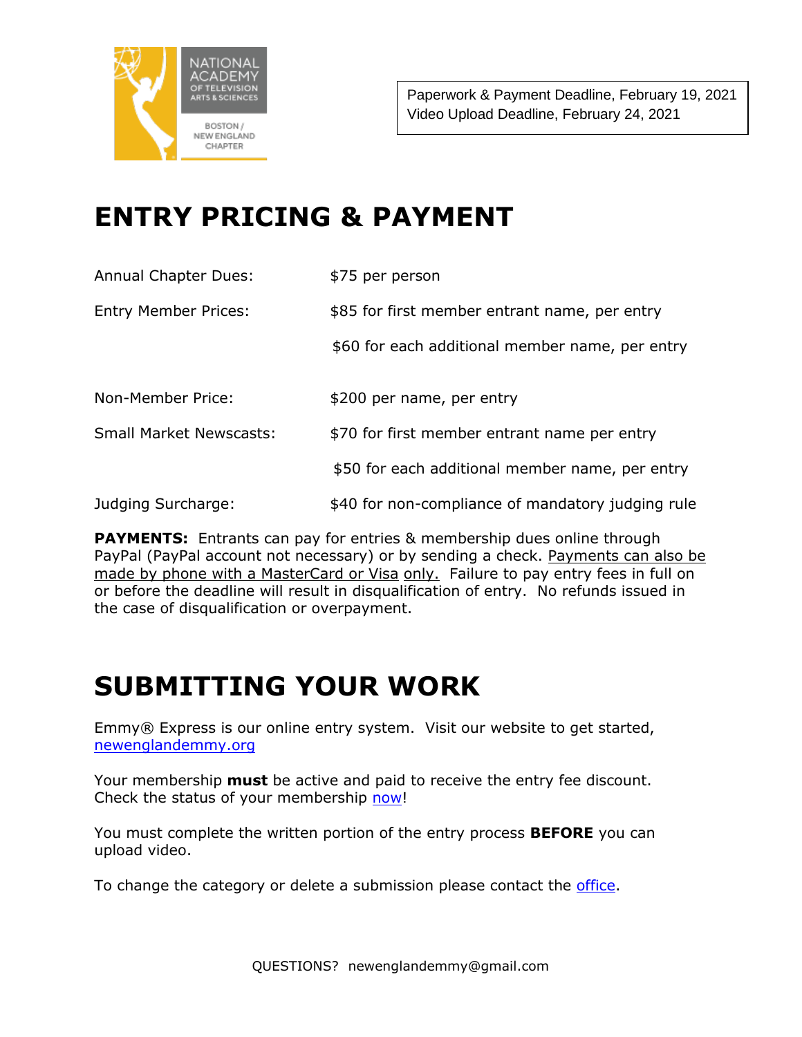NATIONAL ACADEMY OF TELEVISION ARTS & SCIENCES
BOSTON / NEW ENGLAND CHAPTER

Paperwork & Payment Deadline, February 19, 2021
Video Upload Deadline, February 24, 2021

# ENTRY PRICING & PAYMENT

| | |
|---|---|
| Annual Chapter Dues: | $75 per person |
| Entry Member Prices: | $85 for first member entrant name, per entry |
| | $60 for each additional member name, per entry |
| Non-Member Price: | $200 per name, per entry |
| Small Market Newscasts: | $70 for first member entrant name per entry |
| | $50 for each additional member name, per entry |
| Judging Surcharge: | $40 for non-compliance of mandatory judging rule |

**PAYMENTS:** Entrants can pay for entries & membership dues online through PayPal (PayPal account not necessary) or by sending a check. Payments can also be made by phone with a MasterCard or Visa only. Failure to pay entry fees in full on or before the deadline will result in disqualification of entry. No refunds issued in the case of disqualification or overpayment.

# SUBMITTING YOUR WORK

Emmy® Express is our online entry system. Visit our website to get started, [newenglandemmy.org](newenglandemmy.org)

Your membership **must** be active and paid to receive the entry fee discount. Check the status of your membership now!

You must complete the written portion of the entry process **BEFORE** you can upload video.

To change the category or delete a submission please contact the office.

QUESTIONS? newenglandemmy@gmail.com